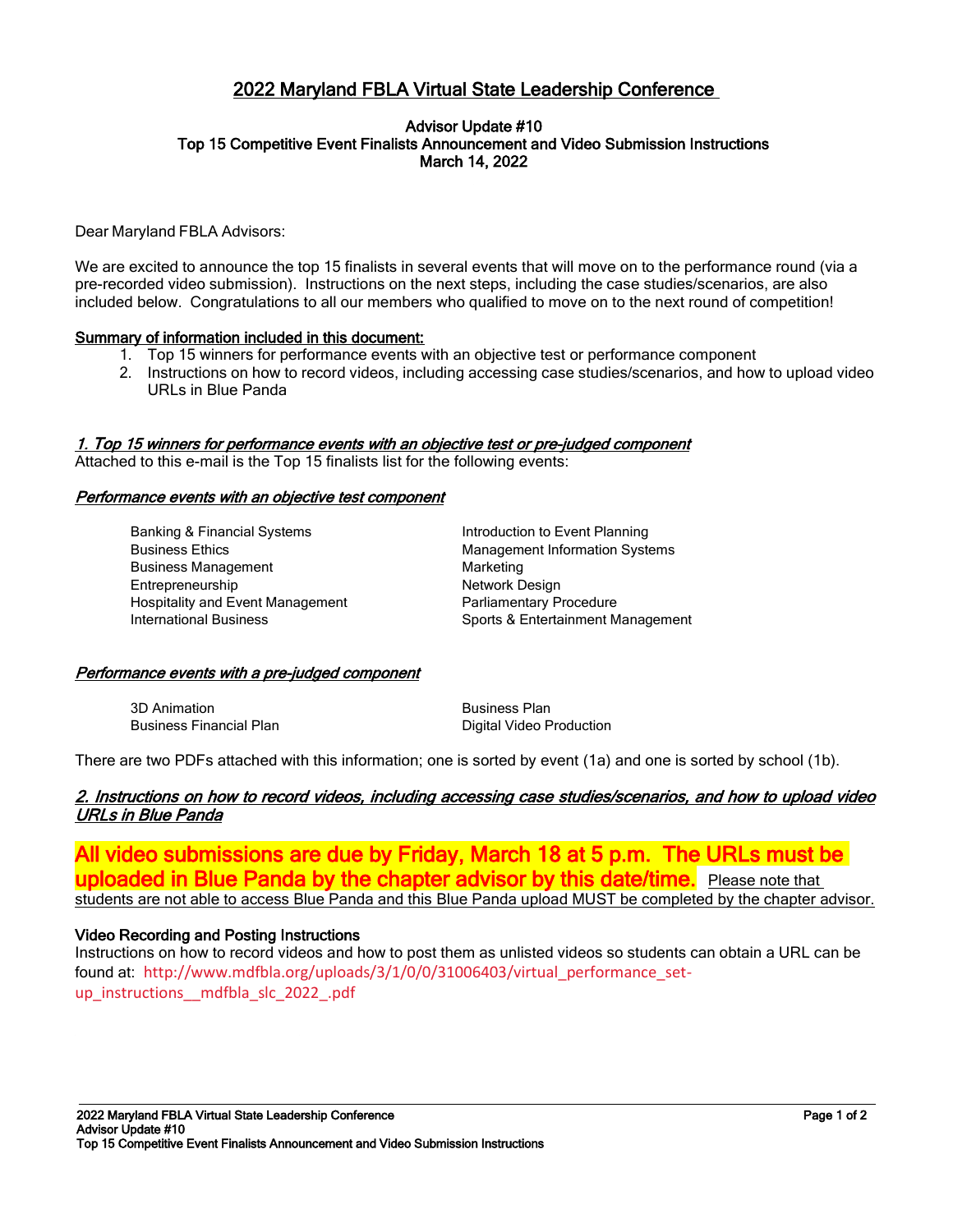# 2022 Maryland FBLA Virtual State Leadership Conference

**Advisor Update #10**
**Top 15 Competitive Event Finalists Announcement and Video Submission Instructions**
**March 14, 2022**

Dear Maryland FBLA Advisors:

We are excited to announce the top 15 finalists in several events that will move on to the performance round (via a pre-recorded video submission). Instructions on the next steps, including the case studies/scenarios, are also included below. Congratulations to all our members who qualified to move on to the next round of competition!

**Summary of information included in this document:**

1. Top 15 winners for performance events with an objective test or performance component
2. Instructions on how to record videos, including accessing case studies/scenarios, and how to upload video URLs in Blue Panda

## *1. Top 15 winners for performance events with an objective test or pre-judged component*

Attached to this e-mail is the Top 15 finalists list for the following events:

***Performance events with an objective test component***

- Banking & Financial Systems
- Business Ethics
- Business Management
- Entrepreneurship
- Hospitality and Event Management
- International Business
- Introduction to Event Planning
- Management Information Systems
- Marketing
- Network Design
- Parliamentary Procedure
- Sports & Entertainment Management

***Performance events with a pre-judged component***

- 3D Animation
- Business Financial Plan
- Business Plan
- Digital Video Production

There are two PDFs attached with this information; one is sorted by event (1a) and one is sorted by school (1b).

## *2. Instructions on how to record videos, including accessing case studies/scenarios, and how to upload video URLs in Blue Panda*

**All video submissions are due by Friday, March 18 at 5 p.m. The URLs must be uploaded in Blue Panda by the chapter advisor by this date/time.** Please note that students are not able to access Blue Panda and this Blue Panda upload MUST be completed by the chapter advisor.

**Video Recording and Posting Instructions**

Instructions on how to record videos and how to post them as unlisted videos so students can obtain a URL can be found at: http://www.mdfbla.org/uploads/3/1/0/0/31006403/virtual_performance_set-up_instructions__mdfbla_slc_2022_.pdf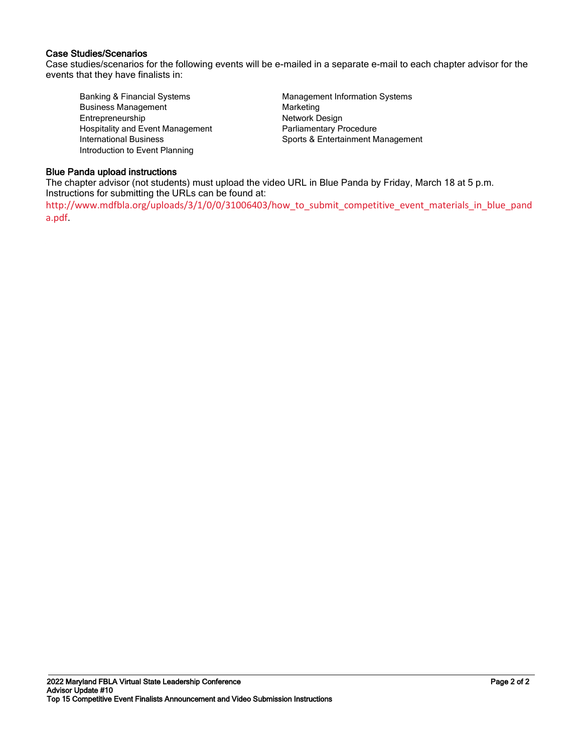### Case Studies/Scenarios

Case studies/scenarios for the following events will be e-mailed in a separate e-mail to each chapter advisor for the events that they have finalists in:

- Banking & Financial Systems
- Business Management
- Entrepreneurship
- Hospitality and Event Management
- International Business
- Introduction to Event Planning
- Management Information Systems
- Marketing
- Network Design
- Parliamentary Procedure
- Sports & Entertainment Management

### Blue Panda upload instructions

The chapter advisor (not students) must upload the video URL in Blue Panda by Friday, March 18 at 5 p.m. Instructions for submitting the URLs can be found at: http://www.mdfbla.org/uploads/3/1/0/0/31006403/how_to_submit_competitive_event_materials_in_blue_panda.pdf.